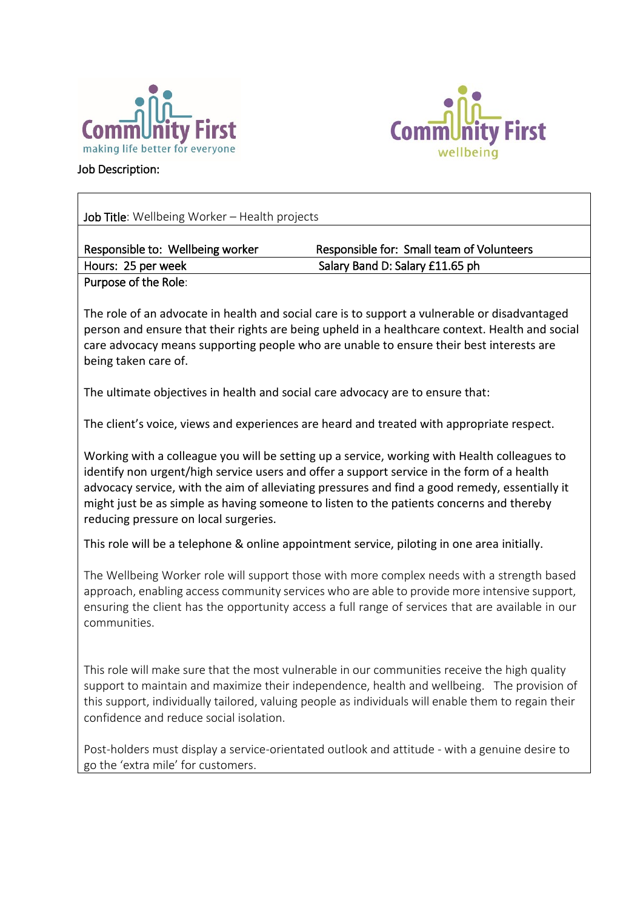Community First
making life better for everyone

Community First
wellbeing

Job Description:

| Job Title: Wellbeing Worker – Health projects | |
|---|---|
| Responsible to: Wellbeing worker | Responsible for: Small team of Volunteers |
| Hours: 25 per week | Salary Band D: Salary £11.65 ph |

Purpose of the Role:

The role of an advocate in health and social care is to support a vulnerable or disadvantaged person and ensure that their rights are being upheld in a healthcare context. Health and social care advocacy means supporting people who are unable to ensure their best interests are being taken care of.

The ultimate objectives in health and social care advocacy are to ensure that:

The client's voice, views and experiences are heard and treated with appropriate respect.

Working with a colleague you will be setting up a service, working with Health colleagues to identify non urgent/high service users and offer a support service in the form of a health advocacy service, with the aim of alleviating pressures and find a good remedy, essentially it might just be as simple as having someone to listen to the patients concerns and thereby reducing pressure on local surgeries.

This role will be a telephone & online appointment service, piloting in one area initially.

The Wellbeing Worker role will support those with more complex needs with a strength based approach, enabling access community services who are able to provide more intensive support, ensuring the client has the opportunity access a full range of services that are available in our communities.

This role will make sure that the most vulnerable in our communities receive the high quality support to maintain and maximize their independence, health and wellbeing. The provision of this support, individually tailored, valuing people as individuals will enable them to regain their confidence and reduce social isolation.

Post-holders must display a service-orientated outlook and attitude - with a genuine desire to go the 'extra mile' for customers.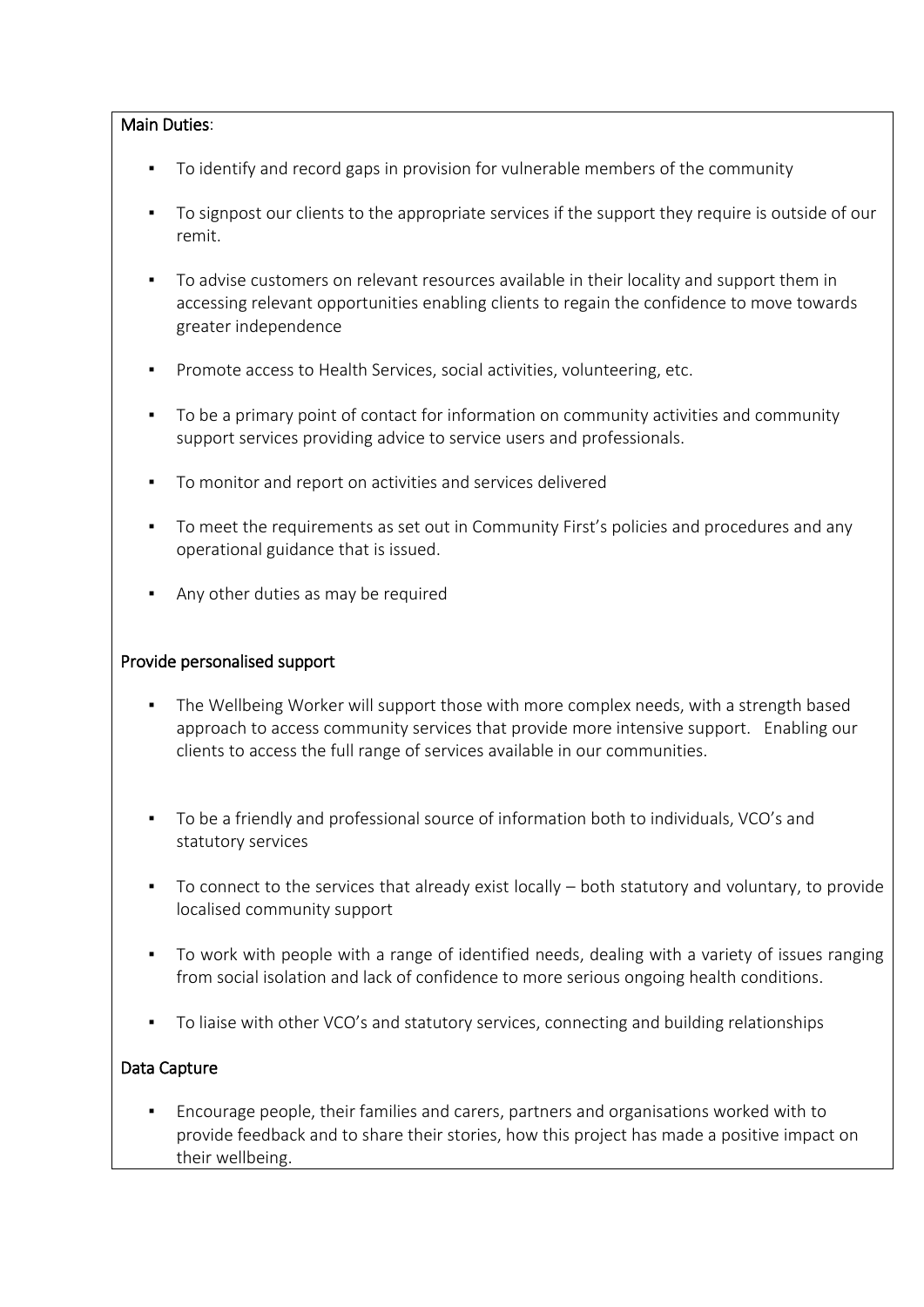## Main Duties:

- To identify and record gaps in provision for vulnerable members of the community
- To signpost our clients to the appropriate services if the support they require is outside of our remit.
- To advise customers on relevant resources available in their locality and support them in accessing relevant opportunities enabling clients to regain the confidence to move towards greater independence
- Promote access to Health Services, social activities, volunteering, etc.
- To be a primary point of contact for information on community activities and community support services providing advice to service users and professionals.
- To monitor and report on activities and services delivered
- To meet the requirements as set out in Community First's policies and procedures and any operational guidance that is issued.
- Any other duties as may be required

## Provide personalised support

- The Wellbeing Worker will support those with more complex needs, with a strength based approach to access community services that provide more intensive support. Enabling our clients to access the full range of services available in our communities.
- To be a friendly and professional source of information both to individuals, VCO's and statutory services
- To connect to the services that already exist locally – both statutory and voluntary, to provide localised community support
- To work with people with a range of identified needs, dealing with a variety of issues ranging from social isolation and lack of confidence to more serious ongoing health conditions.
- To liaise with other VCO's and statutory services, connecting and building relationships

## Data Capture

- Encourage people, their families and carers, partners and organisations worked with to provide feedback and to share their stories, how this project has made a positive impact on their wellbeing.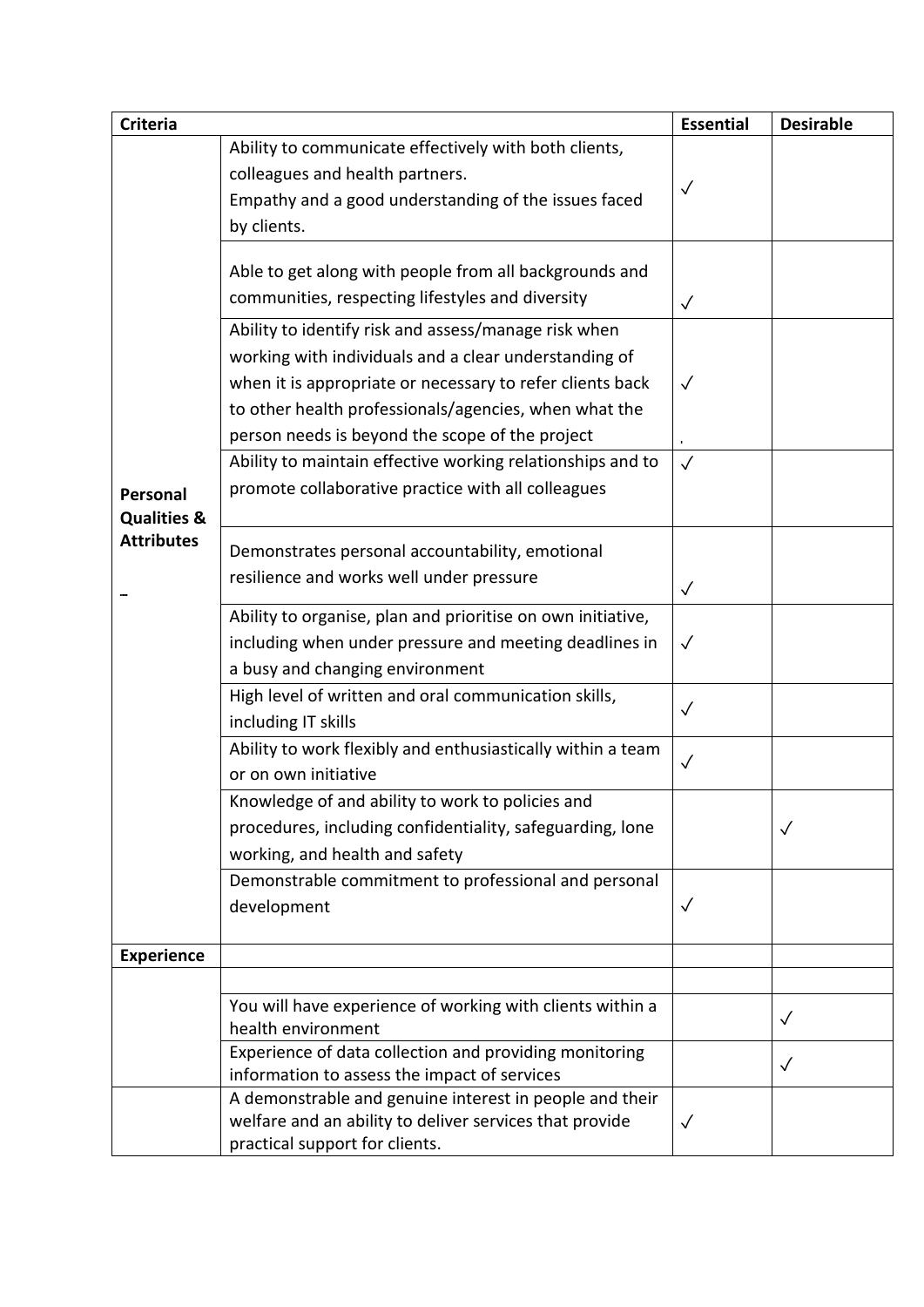| Criteria | | Essential | Desirable |
| --- | --- | --- | --- |
| **Personal Qualities & Attributes** | Ability to communicate effectively with both clients, colleagues and health partners. Empathy and a good understanding of the issues faced by clients. | ✓ | |
| | Able to get along with people from all backgrounds and communities, respecting lifestyles and diversity | ✓ | |
| | Ability to identify risk and assess/manage risk when working with individuals and a clear understanding of when it is appropriate or necessary to refer clients back to other health professionals/agencies, when what the person needs is beyond the scope of the project | ✓ | |
| | Ability to maintain effective working relationships and to promote collaborative practice with all colleagues | ✓ | |
| | Demonstrates personal accountability, emotional resilience and works well under pressure | ✓ | |
| | Ability to organise, plan and prioritise on own initiative, including when under pressure and meeting deadlines in a busy and changing environment | ✓ | |
| | High level of written and oral communication skills, including IT skills | ✓ | |
| | Ability to work flexibly and enthusiastically within a team or on own initiative | ✓ | |
| | Knowledge of and ability to work to policies and procedures, including confidentiality, safeguarding, lone working, and health and safety | | ✓ |
| | Demonstrable commitment to professional and personal development | ✓ | |
| **Experience** | | | |
| | | | |
| | You will have experience of working with clients within a health environment | | ✓ |
| | Experience of data collection and providing monitoring information to assess the impact of services | | ✓ |
| | A demonstrable and genuine interest in people and their welfare and an ability to deliver services that provide practical support for clients. | ✓ | |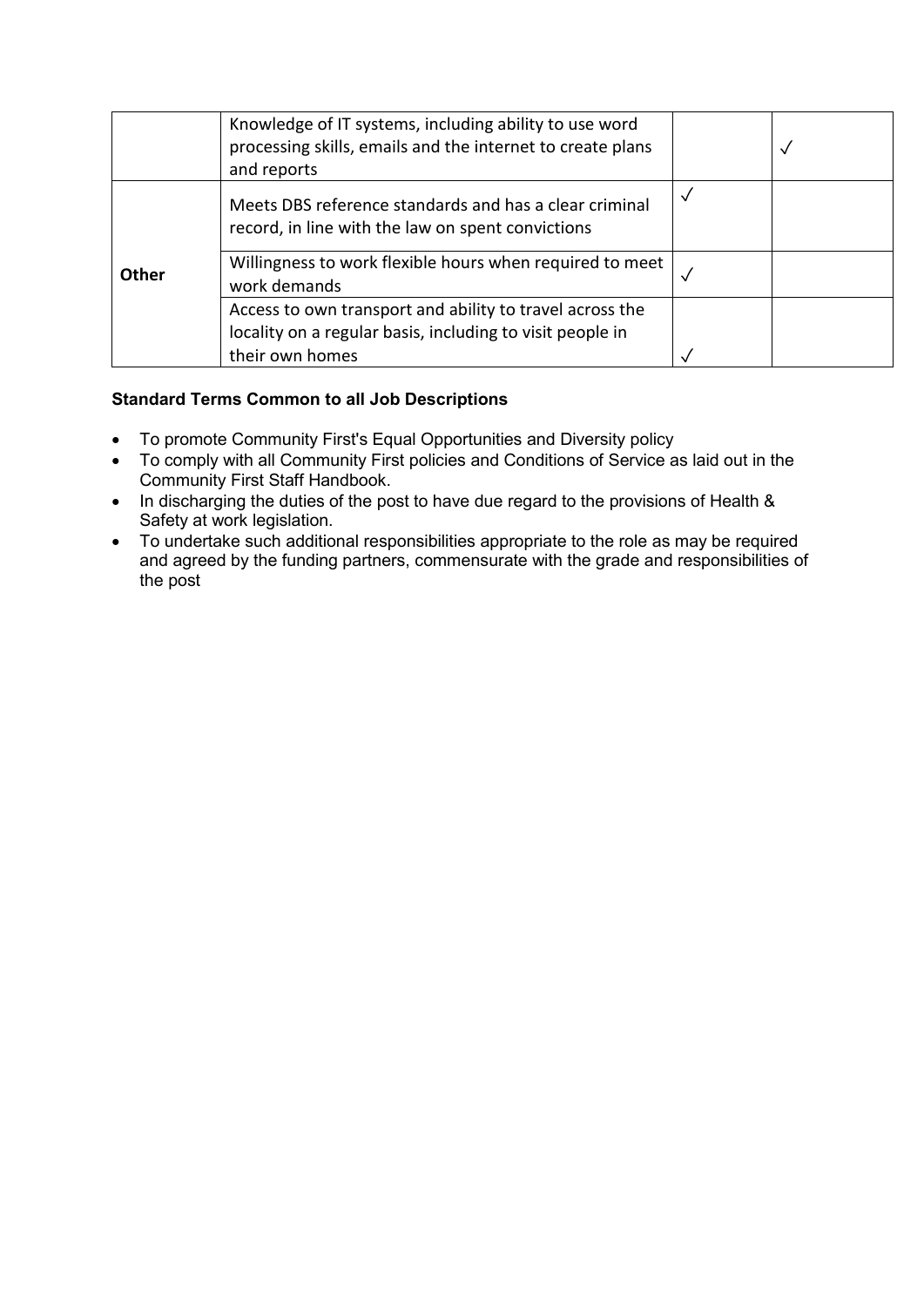| | | | |
|---|---|---|---|
| | Knowledge of IT systems, including ability to use word processing skills, emails and the internet to create plans and reports | | ✓ |
| **Other** | Meets DBS reference standards and has a clear criminal record, in line with the law on spent convictions | ✓ | |
| | Willingness to work flexible hours when required to meet work demands | ✓ | |
| | Access to own transport and ability to travel across the locality on a regular basis, including to visit people in their own homes | ✓ | |

**Standard Terms Common to all Job Descriptions**

- To promote Community First's Equal Opportunities and Diversity policy
- To comply with all Community First policies and Conditions of Service as laid out in the Community First Staff Handbook.
- In discharging the duties of the post to have due regard to the provisions of Health & Safety at work legislation.
- To undertake such additional responsibilities appropriate to the role as may be required and agreed by the funding partners, commensurate with the grade and responsibilities of the post